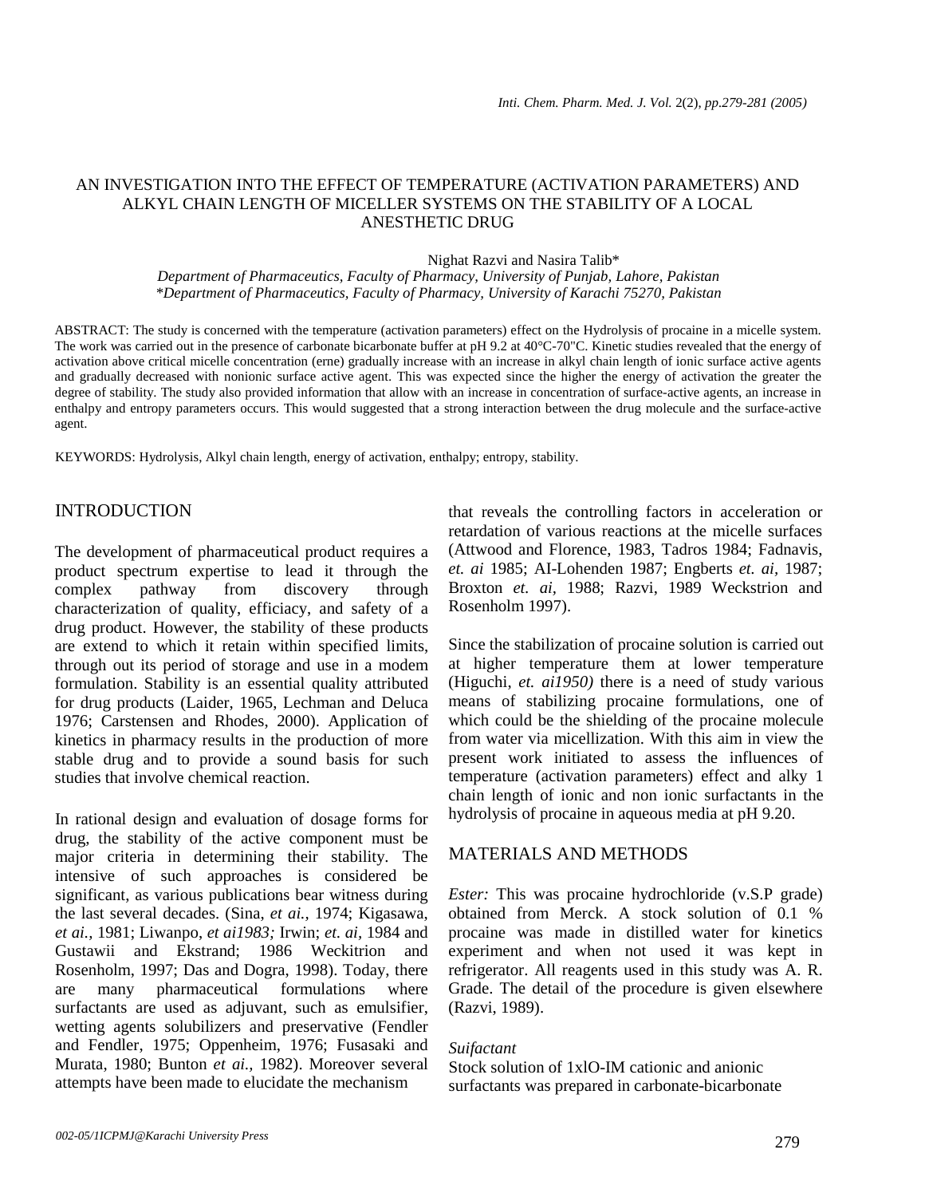# AN INVESTIGATION INTO THE EFFECT OF TEMPERATURE (ACTIVATION PARAMETERS) AND ALKYL CHAIN LENGTH OF MICELLER SYSTEMS ON THE STABILITY OF A LOCAL ANESTHETIC DRUG

Nighat Razvi and Nasira Talib*

*Department of Pharmaceutics, Faculty of Pharmacy, University of Punjab, Lahore, Pakistan*
*\*Department of Pharmaceutics, Faculty of Pharmacy, University of Karachi 75270, Pakistan*

ABSTRACT: The study is concerned with the temperature (activation parameters) effect on the Hydrolysis of procaine in a micelle system. The work was carried out in the presence of carbonate bicarbonate buffer at pH 9.2 at 40°C-70"C. Kinetic studies revealed that the energy of activation above critical micelle concentration (erne) gradually increase with an increase in alkyl chain length of ionic surface active agents and gradually decreased with nonionic surface active agent. This was expected since the higher the energy of activation the greater the degree of stability. The study also provided information that allow with an increase in concentration of surface-active agents, an increase in enthalpy and entropy parameters occurs. This would suggested that a strong interaction between the drug molecule and the surface-active agent.

KEYWORDS: Hydrolysis, Alkyl chain length, energy of activation, enthalpy; entropy, stability.

## INTRODUCTION

The development of pharmaceutical product requires a product spectrum expertise to lead it through the complex pathway from discovery through characterization of quality, efficiacy, and safety of a drug product. However, the stability of these products are extend to which it retain within specified limits, through out its period of storage and use in a modem formulation. Stability is an essential quality attributed for drug products (Laider, 1965, Lechman and Deluca 1976; Carstensen and Rhodes, 2000). Application of kinetics in pharmacy results in the production of more stable drug and to provide a sound basis for such studies that involve chemical reaction.

In rational design and evaluation of dosage forms for drug, the stability of the active component must be major criteria in determining their stability. The intensive of such approaches is considered be significant, as various publications bear witness during the last several decades. (Sina, *et ai.,* 1974; Kigasawa, *et ai.,* 1981; Liwanpo, *et ai1983;* Irwin; *et. ai,* 1984 and Gustawii and Ekstrand; 1986 Weckitrion and Rosenholm, 1997; Das and Dogra, 1998). Today, there are many pharmaceutical formulations where surfactants are used as adjuvant, such as emulsifier, wetting agents solubilizers and preservative (Fendler and Fendler, 1975; Oppenheim, 1976; Fusasaki and Murata, 1980; Bunton *et ai.,* 1982). Moreover several attempts have been made to elucidate the mechanism that reveals the controlling factors in acceleration or retardation of various reactions at the micelle surfaces (Attwood and Florence, 1983, Tadros 1984; Fadnavis, *et. ai* 1985; AI-Lohenden 1987; Engberts *et. ai,* 1987; Broxton *et. ai,* 1988; Razvi, 1989 Weckstrion and Rosenholm 1997).

Since the stabilization of procaine solution is carried out at higher temperature them at lower temperature (Higuchi, *et. ai1950)* there is a need of study various means of stabilizing procaine formulations, one of which could be the shielding of the procaine molecule from water via micellization. With this aim in view the present work initiated to assess the influences of temperature (activation parameters) effect and alky 1 chain length of ionic and non ionic surfactants in the hydrolysis of procaine in aqueous media at pH 9.20.

## MATERIALS AND METHODS

*Ester:* This was procaine hydrochloride (v.S.P grade) obtained from Merck. A stock solution of 0.1 % procaine was made in distilled water for kinetics experiment and when not used it was kept in refrigerator. All reagents used in this study was A. R. Grade. The detail of the procedure is given elsewhere (Razvi, 1989).

*Suifactant*

Stock solution of 1xlO-IM cationic and anionic surfactants was prepared in carbonate-bicarbonate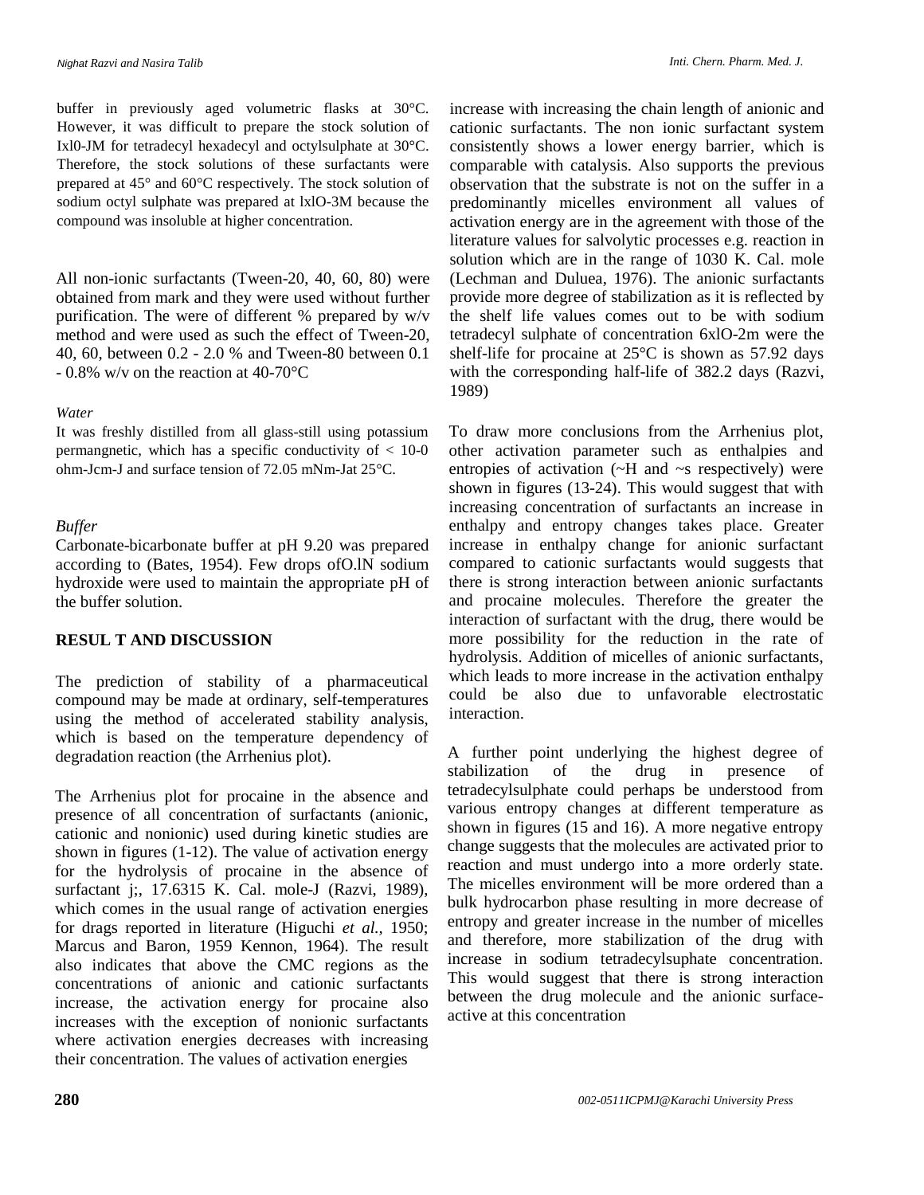buffer in previously aged volumetric flasks at 30°C. However, it was difficult to prepare the stock solution of Ixl0-JM for tetradecyl hexadecyl and octylsulphate at 30°C. Therefore, the stock solutions of these surfactants were prepared at 45° and 60°C respectively. The stock solution of sodium octyl sulphate was prepared at lxlO-3M because the compound was insoluble at higher concentration.

All non-ionic surfactants (Tween-20, 40, 60, 80) were obtained from mark and they were used without further purification. The were of different % prepared by w/v method and were used as such the effect of Tween-20, 40, 60, between 0.2 - 2.0 % and Tween-80 between 0.1 - 0.8% w/v on the reaction at 40-70°C

*Water*

It was freshly distilled from all glass-still using potassium permangnetic, which has a specific conductivity of < 10-0 ohm-Jcm-J and surface tension of 72.05 mNm-Jat 25°C.

*Buffer*

Carbonate-bicarbonate buffer at pH 9.20 was prepared according to (Bates, 1954). Few drops ofO.lN sodium hydroxide were used to maintain the appropriate pH of the buffer solution.

## RESUL T AND DISCUSSION

The prediction of stability of a pharmaceutical compound may be made at ordinary, self-temperatures using the method of accelerated stability analysis, which is based on the temperature dependency of degradation reaction (the Arrhenius plot).

The Arrhenius plot for procaine in the absence and presence of all concentration of surfactants (anionic, cationic and nonionic) used during kinetic studies are shown in figures (1-12). The value of activation energy for the hydrolysis of procaine in the absence of surfactant j;, 17.6315 K. Cal. mole-J (Razvi, 1989), which comes in the usual range of activation energies for drags reported in literature (Higuchi *et al.,* 1950; Marcus and Baron, 1959 Kennon, 1964). The result also indicates that above the CMC regions as the concentrations of anionic and cationic surfactants increase, the activation energy for procaine also increases with the exception of nonionic surfactants where activation energies decreases with increasing their concentration. The values of activation energies increase with increasing the chain length of anionic and cationic surfactants. The non ionic surfactant system consistently shows a lower energy barrier, which is comparable with catalysis. Also supports the previous observation that the substrate is not on the suffer in a predominantly micelles environment all values of activation energy are in the agreement with those of the literature values for salvolytic processes e.g. reaction in solution which are in the range of 1030 K. Cal. mole (Lechman and Duluea, 1976). The anionic surfactants provide more degree of stabilization as it is reflected by the shelf life values comes out to be with sodium tetradecyl sulphate of concentration 6xlO-2m were the shelf-life for procaine at 25°C is shown as 57.92 days with the corresponding half-life of 382.2 days (Razvi, 1989)

To draw more conclusions from the Arrhenius plot, other activation parameter such as enthalpies and entropies of activation (~H and ~s respectively) were shown in figures (13-24). This would suggest that with increasing concentration of surfactants an increase in enthalpy and entropy changes takes place. Greater increase in enthalpy change for anionic surfactant compared to cationic surfactants would suggests that there is strong interaction between anionic surfactants and procaine molecules. Therefore the greater the interaction of surfactant with the drug, there would be more possibility for the reduction in the rate of hydrolysis. Addition of micelles of anionic surfactants, which leads to more increase in the activation enthalpy could be also due to unfavorable electrostatic interaction.

A further point underlying the highest degree of stabilization of the drug in presence of tetradecylsulphate could perhaps be understood from various entropy changes at different temperature as shown in figures (15 and 16). A more negative entropy change suggests that the molecules are activated prior to reaction and must undergo into a more orderly state. The micelles environment will be more ordered than a bulk hydrocarbon phase resulting in more decrease of entropy and greater increase in the number of micelles and therefore, more stabilization of the drug with increase in sodium tetradecylsuphate concentration. This would suggest that there is strong interaction between the drug molecule and the anionic surface-active at this concentration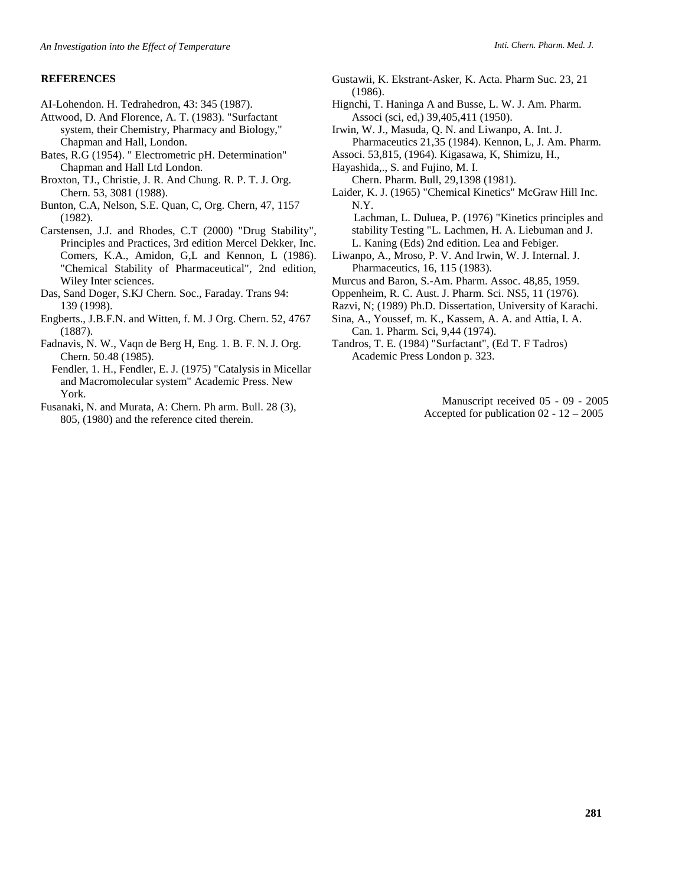## REFERENCES

AI-Lohendon. H. Tedrahedron, 43: 345 (1987).

Attwood, D. And Florence, A. T. (1983). "Surfactant system, their Chemistry, Pharmacy and Biology," Chapman and Hall, London.

Bates, R.G (1954). " Electrometric pH. Determination" Chapman and Hall Ltd London.

Broxton, TJ., Christie, J. R. And Chung. R. P. T. J. Org. Chern. 53, 3081 (1988).

Bunton, C.A, Nelson, S.E. Quan, C, Org. Chern, 47, 1157 (1982).

Carstensen, J.J. and Rhodes, C.T (2000) "Drug Stability", Principles and Practices, 3rd edition Mercel Dekker, Inc. Comers, K.A., Amidon, G,L and Kennon, L (1986). "Chemical Stability of Pharmaceutical", 2nd edition, Wiley Inter sciences.

Das, Sand Doger, S.KJ Chern. Soc., Faraday. Trans 94: 139 (1998).

Engberts., J.B.F.N. and Witten, f. M. J Org. Chern. 52, 4767 (1887).

Fadnavis, N. W., Vaqn de Berg H, Eng. 1. B. F. N. J. Org. Chern. 50.48 (1985).

Fendler, 1. H., Fendler, E. J. (1975) "Catalysis in Micellar and Macromolecular system" Academic Press. New York.

Fusanaki, N. and Murata, A: Chern. Ph arm. Bull. 28 (3), 805, (1980) and the reference cited therein.

Gustawii, K. Ekstrant-Asker, K. Acta. Pharm Suc. 23, 21 (1986).

Hignchi, T. Haninga A and Busse, L. W. J. Am. Pharm. Associ (sci, ed,) 39,405,411 (1950).

Irwin, W. J., Masuda, Q. N. and Liwanpo, A. Int. J. Pharmaceutics 21,35 (1984). Kennon, L, J. Am. Pharm. Associ. 53,815, (1964). Kigasawa, K, Shimizu, H., Hayashida,., S. and Fujino, M. I. Chern. Pharm. Bull, 29,1398 (1981).

Laider, K. J. (1965) "Chemical Kinetics" McGraw Hill Inc. N.Y.

Lachman, L. Duluea, P. (1976) "Kinetics principles and stability Testing "L. Lachmen, H. A. Liebuman and J. L. Kaning (Eds) 2nd edition. Lea and Febiger.

Liwanpo, A., Mroso, P. V. And Irwin, W. J. Internal. J. Pharmaceutics, 16, 115 (1983).

Murcus and Baron, S.-Am. Pharm. Assoc. 48,85, 1959.

Oppenheim, R. C. Aust. J. Pharm. Sci. NS5, 11 (1976).

Razvi, N; (1989) Ph.D. Dissertation, University of Karachi.

Sina, A., Youssef, m. K., Kassem, A. A. and Attia, I. A. Can. 1. Pharm. Sci, 9,44 (1974).

Tandros, T. E. (1984) "Surfactant", (Ed T. F Tadros) Academic Press London p. 323.

Manuscript received 05 - 09 - 2005
Accepted for publication 02 - 12 – 2005